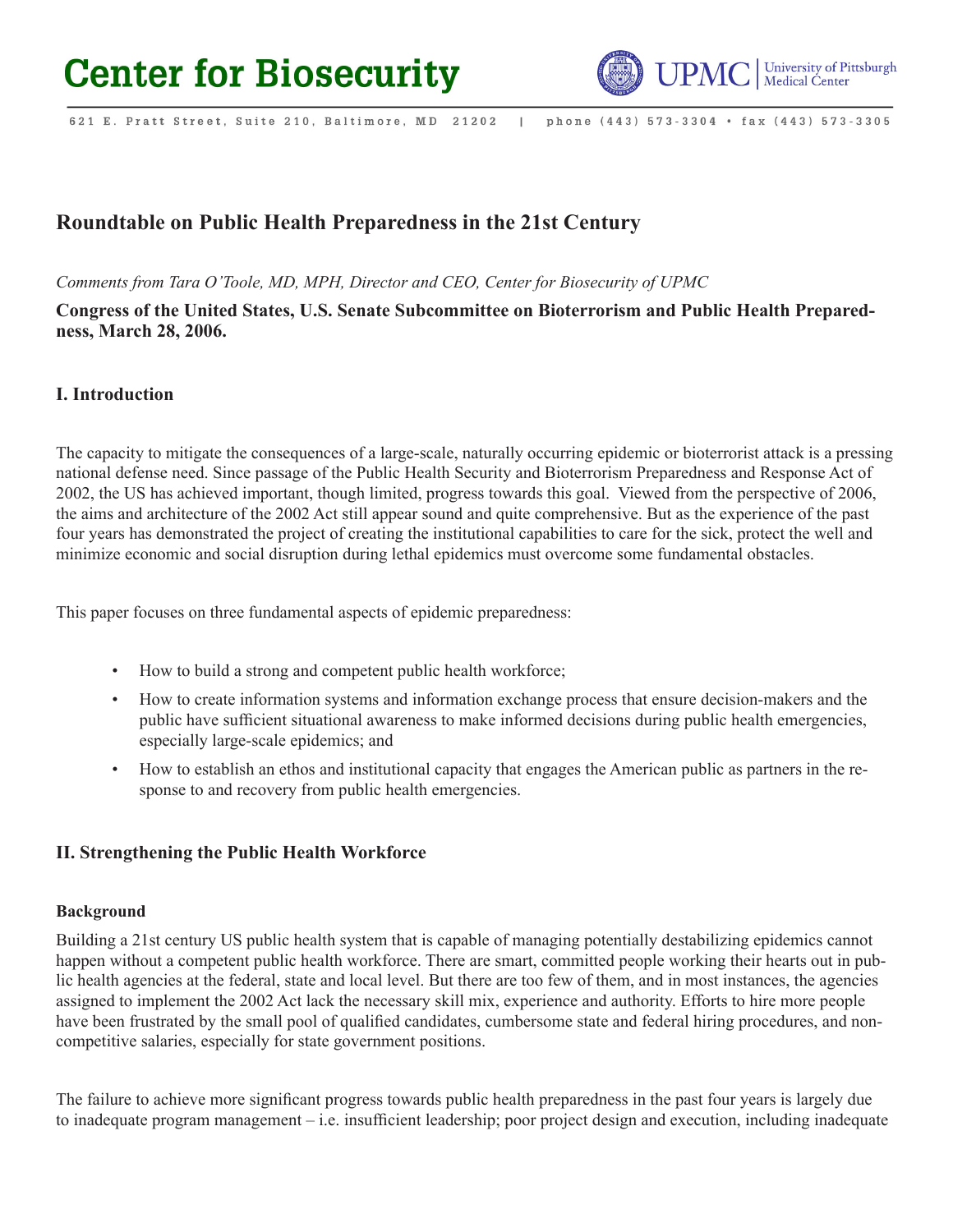# Center for Biosecurity

UPMC | University of Pittsburgh Medical Center

621 E. Pratt Street, Suite 210, Baltimore, MD 21202 | phone (443) 573-3304 • fax (443) 573-3305

## Roundtable on Public Health Preparedness in the 21st Century

*Comments from Tara O'Toole, MD, MPH, Director and CEO, Center for Biosecurity of UPMC*

**Congress of the United States, U.S. Senate Subcommittee on Bioterrorism and Public Health Preparedness, March 28, 2006.**

### I. Introduction

The capacity to mitigate the consequences of a large-scale, naturally occurring epidemic or bioterrorist attack is a pressing national defense need. Since passage of the Public Health Security and Bioterrorism Preparedness and Response Act of 2002, the US has achieved important, though limited, progress towards this goal. Viewed from the perspective of 2006, the aims and architecture of the 2002 Act still appear sound and quite comprehensive. But as the experience of the past four years has demonstrated the project of creating the institutional capabilities to care for the sick, protect the well and minimize economic and social disruption during lethal epidemics must overcome some fundamental obstacles.

This paper focuses on three fundamental aspects of epidemic preparedness:

- How to build a strong and competent public health workforce;
- How to create information systems and information exchange process that ensure decision-makers and the public have sufficient situational awareness to make informed decisions during public health emergencies, especially large-scale epidemics; and
- How to establish an ethos and institutional capacity that engages the American public as partners in the response to and recovery from public health emergencies.

### II. Strengthening the Public Health Workforce

#### Background

Building a 21st century US public health system that is capable of managing potentially destabilizing epidemics cannot happen without a competent public health workforce. There are smart, committed people working their hearts out in public health agencies at the federal, state and local level. But there are too few of them, and in most instances, the agencies assigned to implement the 2002 Act lack the necessary skill mix, experience and authority. Efforts to hire more people have been frustrated by the small pool of qualified candidates, cumbersome state and federal hiring procedures, and non-competitive salaries, especially for state government positions.

The failure to achieve more significant progress towards public health preparedness in the past four years is largely due to inadequate program management – i.e. insufficient leadership; poor project design and execution, including inadequate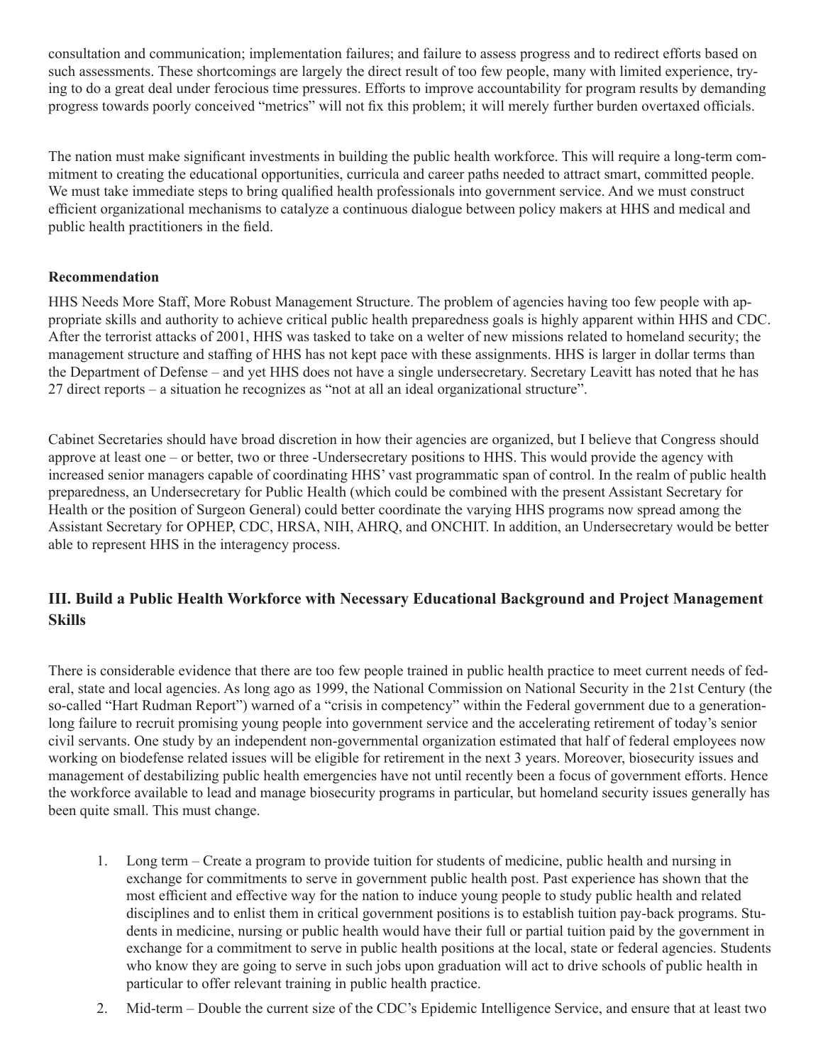consultation and communication; implementation failures; and failure to assess progress and to redirect efforts based on such assessments. These shortcomings are largely the direct result of too few people, many with limited experience, trying to do a great deal under ferocious time pressures. Efforts to improve accountability for program results by demanding progress towards poorly conceived "metrics" will not fix this problem; it will merely further burden overtaxed officials.

The nation must make significant investments in building the public health workforce. This will require a long-term commitment to creating the educational opportunities, curricula and career paths needed to attract smart, committed people. We must take immediate steps to bring qualified health professionals into government service. And we must construct efficient organizational mechanisms to catalyze a continuous dialogue between policy makers at HHS and medical and public health practitioners in the field.

**Recommendation**

HHS Needs More Staff, More Robust Management Structure. The problem of agencies having too few people with appropriate skills and authority to achieve critical public health preparedness goals is highly apparent within HHS and CDC. After the terrorist attacks of 2001, HHS was tasked to take on a welter of new missions related to homeland security; the management structure and staffing of HHS has not kept pace with these assignments. HHS is larger in dollar terms than the Department of Defense – and yet HHS does not have a single undersecretary. Secretary Leavitt has noted that he has 27 direct reports – a situation he recognizes as "not at all an ideal organizational structure".

Cabinet Secretaries should have broad discretion in how their agencies are organized, but I believe that Congress should approve at least one – or better, two or three -Undersecretary positions to HHS. This would provide the agency with increased senior managers capable of coordinating HHS' vast programmatic span of control. In the realm of public health preparedness, an Undersecretary for Public Health (which could be combined with the present Assistant Secretary for Health or the position of Surgeon General) could better coordinate the varying HHS programs now spread among the Assistant Secretary for OPHEP, CDC, HRSA, NIH, AHRQ, and ONCHIT. In addition, an Undersecretary would be better able to represent HHS in the interagency process.

## III. Build a Public Health Workforce with Necessary Educational Background and Project Management Skills

There is considerable evidence that there are too few people trained in public health practice to meet current needs of federal, state and local agencies. As long ago as 1999, the National Commission on National Security in the 21st Century (the so-called "Hart Rudman Report") warned of a "crisis in competency" within the Federal government due to a generation-long failure to recruit promising young people into government service and the accelerating retirement of today's senior civil servants. One study by an independent non-governmental organization estimated that half of federal employees now working on biodefense related issues will be eligible for retirement in the next 3 years. Moreover, biosecurity issues and management of destabilizing public health emergencies have not until recently been a focus of government efforts. Hence the workforce available to lead and manage biosecurity programs in particular, but homeland security issues generally has been quite small. This must change.

1. Long term – Create a program to provide tuition for students of medicine, public health and nursing in exchange for commitments to serve in government public health post. Past experience has shown that the most efficient and effective way for the nation to induce young people to study public health and related disciplines and to enlist them in critical government positions is to establish tuition pay-back programs. Students in medicine, nursing or public health would have their full or partial tuition paid by the government in exchange for a commitment to serve in public health positions at the local, state or federal agencies. Students who know they are going to serve in such jobs upon graduation will act to drive schools of public health in particular to offer relevant training in public health practice.
2. Mid-term – Double the current size of the CDC's Epidemic Intelligence Service, and ensure that at least two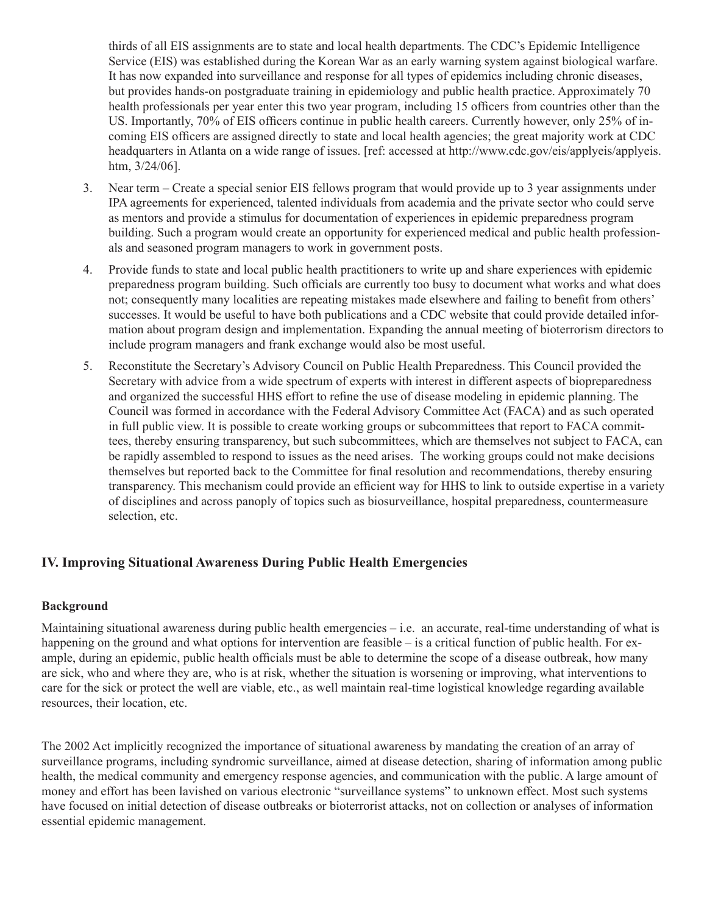thirds of all EIS assignments are to state and local health departments. The CDC's Epidemic Intelligence Service (EIS) was established during the Korean War as an early warning system against biological warfare. It has now expanded into surveillance and response for all types of epidemics including chronic diseases, but provides hands-on postgraduate training in epidemiology and public health practice. Approximately 70 health professionals per year enter this two year program, including 15 officers from countries other than the US. Importantly, 70% of EIS officers continue in public health careers. Currently however, only 25% of incoming EIS officers are assigned directly to state and local health agencies; the great majority work at CDC headquarters in Atlanta on a wide range of issues. [ref: accessed at http://www.cdc.gov/eis/applyeis/applyeis.htm, 3/24/06].

3. Near term – Create a special senior EIS fellows program that would provide up to 3 year assignments under IPA agreements for experienced, talented individuals from academia and the private sector who could serve as mentors and provide a stimulus for documentation of experiences in epidemic preparedness program building. Such a program would create an opportunity for experienced medical and public health professionals and seasoned program managers to work in government posts.

4. Provide funds to state and local public health practitioners to write up and share experiences with epidemic preparedness program building. Such officials are currently too busy to document what works and what does not; consequently many localities are repeating mistakes made elsewhere and failing to benefit from others' successes. It would be useful to have both publications and a CDC website that could provide detailed information about program design and implementation. Expanding the annual meeting of bioterrorism directors to include program managers and frank exchange would also be most useful.

5. Reconstitute the Secretary's Advisory Council on Public Health Preparedness. This Council provided the Secretary with advice from a wide spectrum of experts with interest in different aspects of biopreparedness and organized the successful HHS effort to refine the use of disease modeling in epidemic planning. The Council was formed in accordance with the Federal Advisory Committee Act (FACA) and as such operated in full public view. It is possible to create working groups or subcommittees that report to FACA committees, thereby ensuring transparency, but such subcommittees, which are themselves not subject to FACA, can be rapidly assembled to respond to issues as the need arises. The working groups could not make decisions themselves but reported back to the Committee for final resolution and recommendations, thereby ensuring transparency. This mechanism could provide an efficient way for HHS to link to outside expertise in a variety of disciplines and across panoply of topics such as biosurveillance, hospital preparedness, countermeasure selection, etc.

## IV. Improving Situational Awareness During Public Health Emergencies

### Background

Maintaining situational awareness during public health emergencies – i.e. an accurate, real-time understanding of what is happening on the ground and what options for intervention are feasible – is a critical function of public health. For example, during an epidemic, public health officials must be able to determine the scope of a disease outbreak, how many are sick, who and where they are, who is at risk, whether the situation is worsening or improving, what interventions to care for the sick or protect the well are viable, etc., as well maintain real-time logistical knowledge regarding available resources, their location, etc.

The 2002 Act implicitly recognized the importance of situational awareness by mandating the creation of an array of surveillance programs, including syndromic surveillance, aimed at disease detection, sharing of information among public health, the medical community and emergency response agencies, and communication with the public. A large amount of money and effort has been lavished on various electronic "surveillance systems" to unknown effect. Most such systems have focused on initial detection of disease outbreaks or bioterrorist attacks, not on collection or analyses of information essential epidemic management.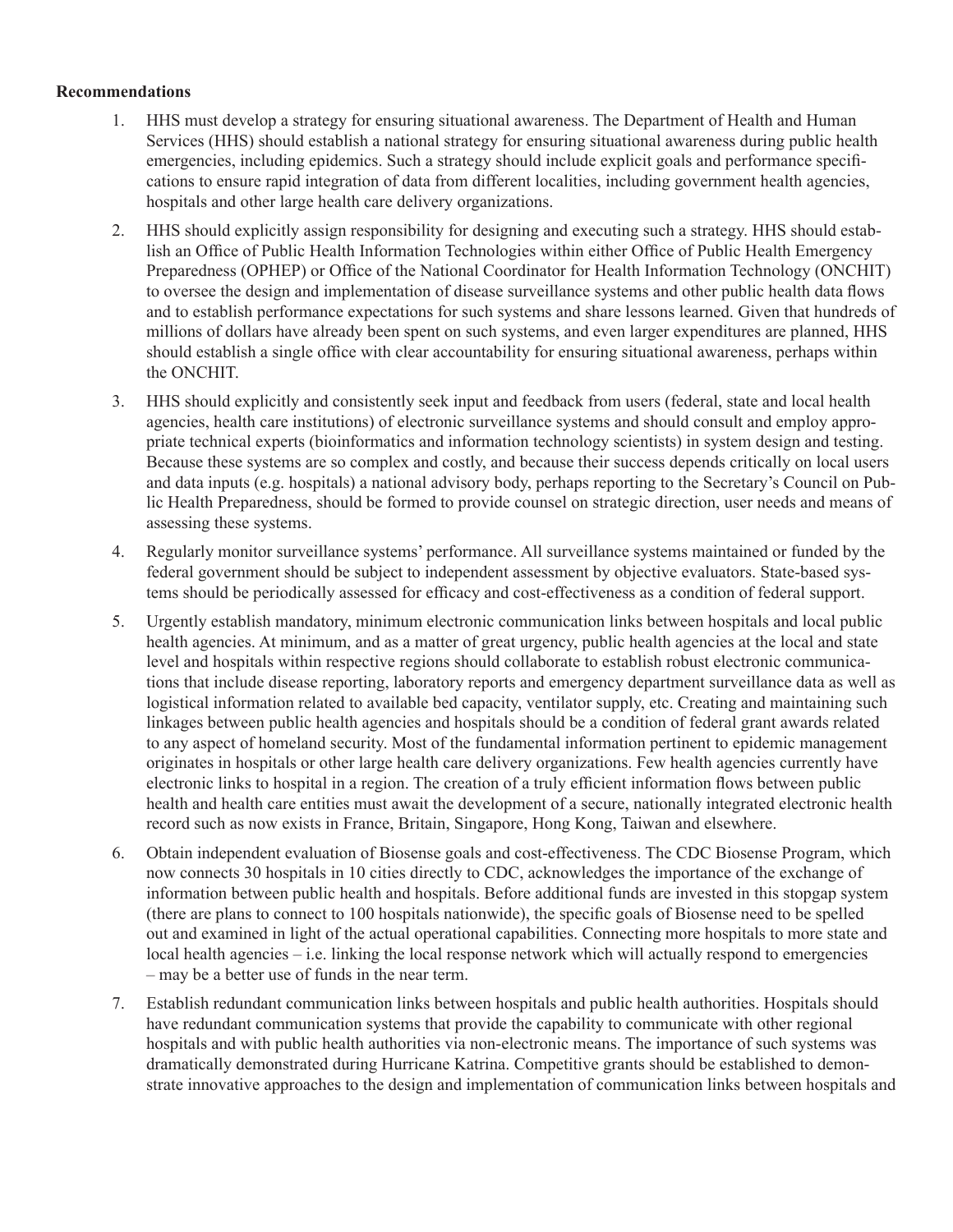**Recommendations**

1. HHS must develop a strategy for ensuring situational awareness. The Department of Health and Human Services (HHS) should establish a national strategy for ensuring situational awareness during public health emergencies, including epidemics. Such a strategy should include explicit goals and performance specifications to ensure rapid integration of data from different localities, including government health agencies, hospitals and other large health care delivery organizations.
2. HHS should explicitly assign responsibility for designing and executing such a strategy. HHS should establish an Office of Public Health Information Technologies within either Office of Public Health Emergency Preparedness (OPHEP) or Office of the National Coordinator for Health Information Technology (ONCHIT) to oversee the design and implementation of disease surveillance systems and other public health data flows and to establish performance expectations for such systems and share lessons learned. Given that hundreds of millions of dollars have already been spent on such systems, and even larger expenditures are planned, HHS should establish a single office with clear accountability for ensuring situational awareness, perhaps within the ONCHIT.
3. HHS should explicitly and consistently seek input and feedback from users (federal, state and local health agencies, health care institutions) of electronic surveillance systems and should consult and employ appropriate technical experts (bioinformatics and information technology scientists) in system design and testing. Because these systems are so complex and costly, and because their success depends critically on local users and data inputs (e.g. hospitals) a national advisory body, perhaps reporting to the Secretary's Council on Public Health Preparedness, should be formed to provide counsel on strategic direction, user needs and means of assessing these systems.
4. Regularly monitor surveillance systems' performance. All surveillance systems maintained or funded by the federal government should be subject to independent assessment by objective evaluators. State-based systems should be periodically assessed for efficacy and cost-effectiveness as a condition of federal support.
5. Urgently establish mandatory, minimum electronic communication links between hospitals and local public health agencies. At minimum, and as a matter of great urgency, public health agencies at the local and state level and hospitals within respective regions should collaborate to establish robust electronic communications that include disease reporting, laboratory reports and emergency department surveillance data as well as logistical information related to available bed capacity, ventilator supply, etc. Creating and maintaining such linkages between public health agencies and hospitals should be a condition of federal grant awards related to any aspect of homeland security. Most of the fundamental information pertinent to epidemic management originates in hospitals or other large health care delivery organizations. Few health agencies currently have electronic links to hospital in a region. The creation of a truly efficient information flows between public health and health care entities must await the development of a secure, nationally integrated electronic health record such as now exists in France, Britain, Singapore, Hong Kong, Taiwan and elsewhere.
6. Obtain independent evaluation of Biosense goals and cost-effectiveness. The CDC Biosense Program, which now connects 30 hospitals in 10 cities directly to CDC, acknowledges the importance of the exchange of information between public health and hospitals. Before additional funds are invested in this stopgap system (there are plans to connect to 100 hospitals nationwide), the specific goals of Biosense need to be spelled out and examined in light of the actual operational capabilities. Connecting more hospitals to more state and local health agencies – i.e. linking the local response network which will actually respond to emergencies – may be a better use of funds in the near term.
7. Establish redundant communication links between hospitals and public health authorities. Hospitals should have redundant communication systems that provide the capability to communicate with other regional hospitals and with public health authorities via non-electronic means. The importance of such systems was dramatically demonstrated during Hurricane Katrina. Competitive grants should be established to demonstrate innovative approaches to the design and implementation of communication links between hospitals and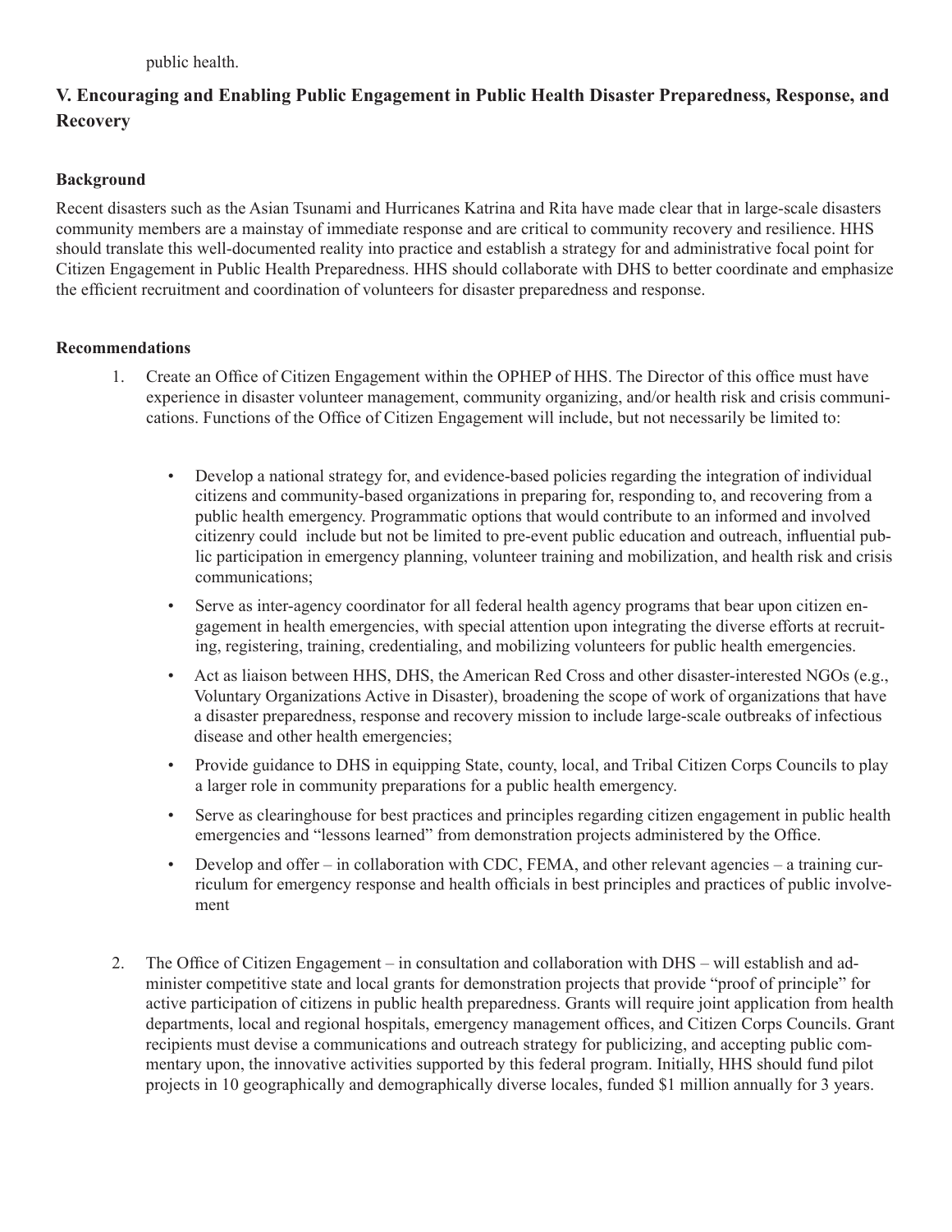public health.

## V. Encouraging and Enabling Public Engagement in Public Health Disaster Preparedness, Response, and Recovery

### Background

Recent disasters such as the Asian Tsunami and Hurricanes Katrina and Rita have made clear that in large-scale disasters community members are a mainstay of immediate response and are critical to community recovery and resilience. HHS should translate this well-documented reality into practice and establish a strategy for and administrative focal point for Citizen Engagement in Public Health Preparedness. HHS should collaborate with DHS to better coordinate and emphasize the efficient recruitment and coordination of volunteers for disaster preparedness and response.

### Recommendations

1. Create an Office of Citizen Engagement within the OPHEP of HHS. The Director of this office must have experience in disaster volunteer management, community organizing, and/or health risk and crisis communications. Functions of the Office of Citizen Engagement will include, but not necessarily be limited to:

   - Develop a national strategy for, and evidence-based policies regarding the integration of individual citizens and community-based organizations in preparing for, responding to, and recovering from a public health emergency. Programmatic options that would contribute to an informed and involved citizenry could include but not be limited to pre-event public education and outreach, influential public participation in emergency planning, volunteer training and mobilization, and health risk and crisis communications;
   - Serve as inter-agency coordinator for all federal health agency programs that bear upon citizen engagement in health emergencies, with special attention upon integrating the diverse efforts at recruiting, registering, training, credentialing, and mobilizing volunteers for public health emergencies.
   - Act as liaison between HHS, DHS, the American Red Cross and other disaster-interested NGOs (e.g., Voluntary Organizations Active in Disaster), broadening the scope of work of organizations that have a disaster preparedness, response and recovery mission to include large-scale outbreaks of infectious disease and other health emergencies;
   - Provide guidance to DHS in equipping State, county, local, and Tribal Citizen Corps Councils to play a larger role in community preparations for a public health emergency.
   - Serve as clearinghouse for best practices and principles regarding citizen engagement in public health emergencies and "lessons learned" from demonstration projects administered by the Office.
   - Develop and offer – in collaboration with CDC, FEMA, and other relevant agencies – a training curriculum for emergency response and health officials in best principles and practices of public involvement

2. The Office of Citizen Engagement – in consultation and collaboration with DHS – will establish and administer competitive state and local grants for demonstration projects that provide "proof of principle" for active participation of citizens in public health preparedness. Grants will require joint application from health departments, local and regional hospitals, emergency management offices, and Citizen Corps Councils. Grant recipients must devise a communications and outreach strategy for publicizing, and accepting public commentary upon, the innovative activities supported by this federal program. Initially, HHS should fund pilot projects in 10 geographically and demographically diverse locales, funded $1 million annually for 3 years.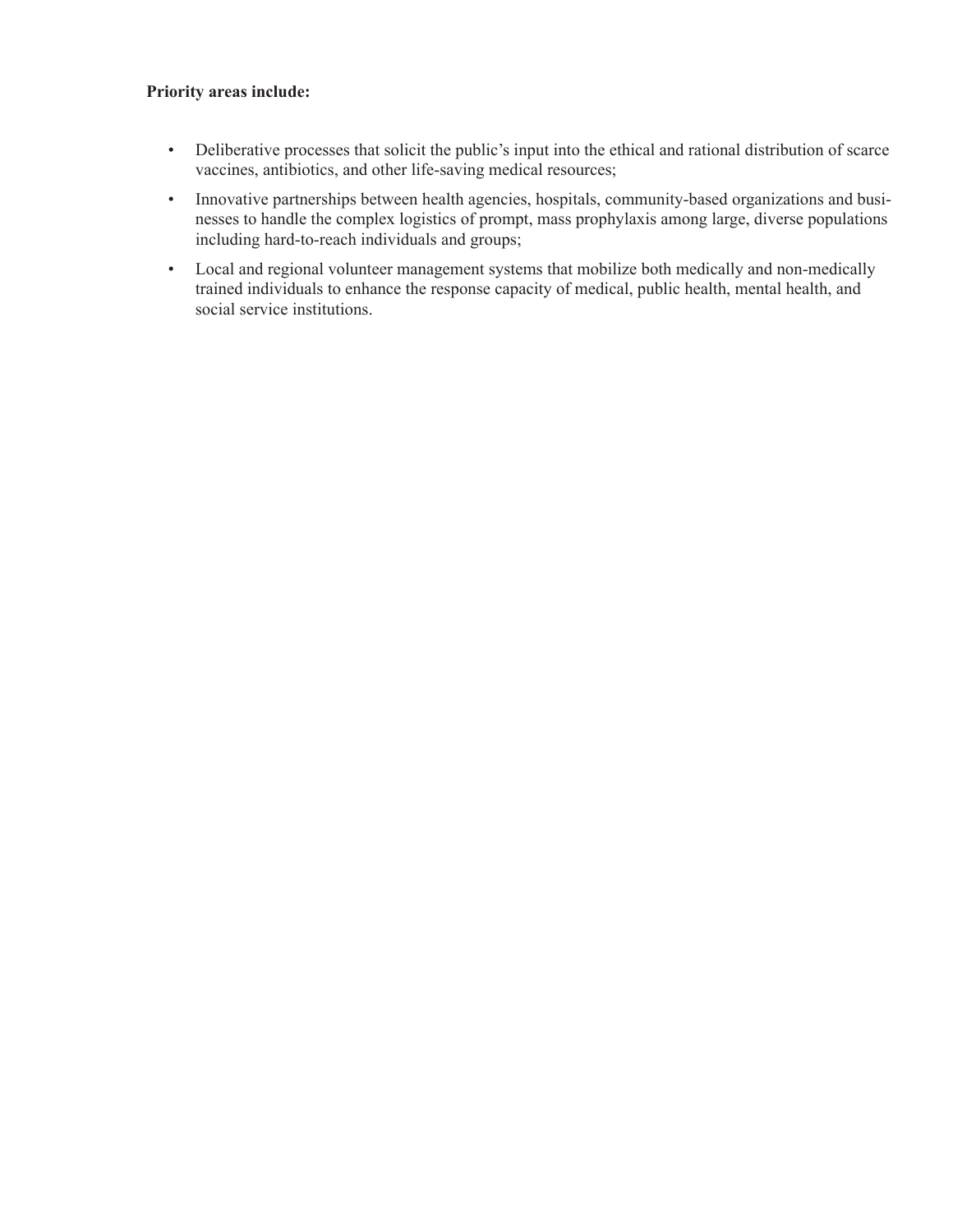**Priority areas include:**

- Deliberative processes that solicit the public's input into the ethical and rational distribution of scarce vaccines, antibiotics, and other life-saving medical resources;
- Innovative partnerships between health agencies, hospitals, community-based organizations and businesses to handle the complex logistics of prompt, mass prophylaxis among large, diverse populations including hard-to-reach individuals and groups;
- Local and regional volunteer management systems that mobilize both medically and non-medically trained individuals to enhance the response capacity of medical, public health, mental health, and social service institutions.